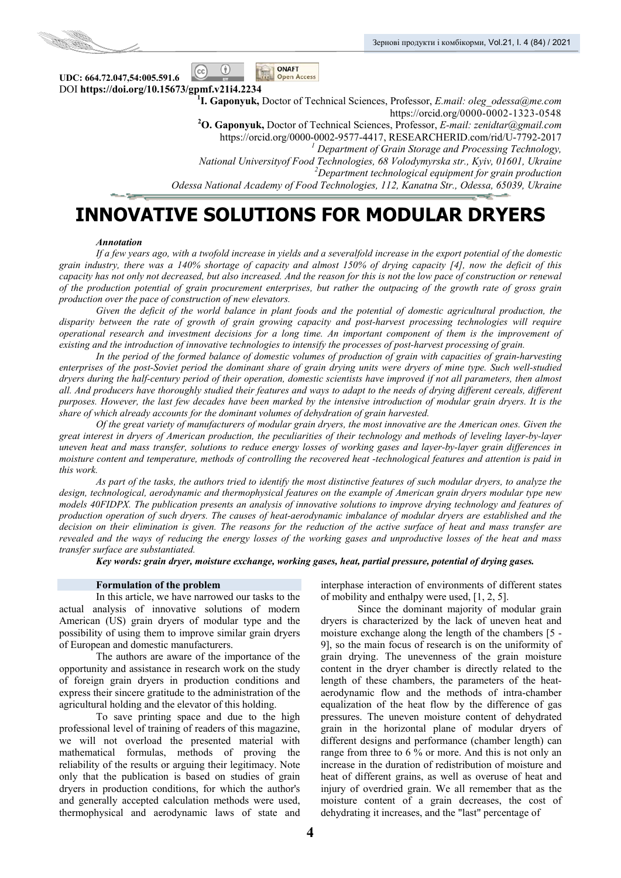UDC: 664.72.047,54:005.591.6
DOI **https://doi.org/10.15673/gpmf.v21i4.2234**

[1]**I. Gaponyuk,** Doctor of Technical Sciences, Professor, *E.mail: oleg_odessa@me.com*
https://orcid.org/0000-0002-1323-0548
[2]**O. Gaponyuk,** Doctor of Technical Sciences, Professor, *E-mail: zenidtar@gmail.com*
https://orcid.org/0000-0002-9577-4417, RESEARCHERID.com/rid/U-7792-2017
[1] *Department of Grain Storage and Processing Technology,*
*National Universityof Food Technologies, 68 Volodymyrska str., Kyiv, 01601, Ukraine*
[2]*Department technological equipment for grain production*
*Odessa National Academy of Food Technologies, 112, Kanatna Str., Odessa, 65039, Ukraine*

# INNOVATIVE SOLUTIONS FOR MODULAR DRYERS

***Annotation***

*If a few years ago, with a twofold increase in yields and a severalfold increase in the export potential of the domestic grain industry, there was a 140% shortage of capacity and almost 150% of drying capacity [4], now the deficit of this capacity has not only not decreased, but also increased. And the reason for this is not the low pace of construction or renewal of the production potential of grain procurement enterprises, but rather the outpacing of the growth rate of gross grain production over the pace of construction of new elevators.*

*Given the deficit of the world balance in plant foods and the potential of domestic agricultural production, the disparity between the rate of growth of grain growing capacity and post-harvest processing technologies will require operational research and investment decisions for a long time. An important component of them is the improvement of existing and the introduction of innovative technologies to intensify the processes of post-harvest processing of grain.*

*In the period of the formed balance of domestic volumes of production of grain with capacities of grain-harvesting enterprises of the post-Soviet period the dominant share of grain drying units were dryers of mine type. Such well-studied dryers during the half-century period of their operation, domestic scientists have improved if not all parameters, then almost all. And producers have thoroughly studied their features and ways to adapt to the needs of drying different cereals, different purposes. However, the last few decades have been marked by the intensive introduction of modular grain dryers. It is the share of which already accounts for the dominant volumes of dehydration of grain harvested.*

*Of the great variety of manufacturers of modular grain dryers, the most innovative are the American ones. Given the great interest in dryers of American production, the peculiarities of their technology and methods of leveling layer-by-layer uneven heat and mass transfer, solutions to reduce energy losses of working gases and layer-by-layer grain differences in moisture content and temperature, methods of controlling the recovered heat -technological features and attention is paid in this work.*

*As part of the tasks, the authors tried to identify the most distinctive features of such modular dryers, to analyze the design, technological, aerodynamic and thermophysical features on the example of American grain dryers modular type new models 40FIDPX. The publication presents an analysis of innovative solutions to improve drying technology and features of production operation of such dryers. The causes of heat-aerodynamic imbalance of modular dryers are established and the decision on their elimination is given. The reasons for the reduction of the active surface of heat and mass transfer are revealed and the ways of reducing the energy losses of the working gases and unproductive losses of the heat and mass transfer surface are substantiated.*

***Key words: grain dryer, moisture exchange, working gases, heat, partial pressure, potential of drying gases.***

## Formulation of the problem

In this article, we have narrowed our tasks to the actual analysis of innovative solutions of modern American (US) grain dryers of modular type and the possibility of using them to improve similar grain dryers of European and domestic manufacturers.

The authors are aware of the importance of the opportunity and assistance in research work on the study of foreign grain dryers in production conditions and express their sincere gratitude to the administration of the agricultural holding and the elevator of this holding.

To save printing space and due to the high professional level of training of readers of this magazine, we will not overload the presented material with mathematical formulas, methods of proving the reliability of the results or arguing their legitimacy. Note only that the publication is based on studies of grain dryers in production conditions, for which the author's and generally accepted calculation methods were used, thermophysical and aerodynamic laws of state and interphase interaction of environments of different states of mobility and enthalpy were used, [1, 2, 5].

Since the dominant majority of modular grain dryers is characterized by the lack of uneven heat and moisture exchange along the length of the chambers [5 - 9], so the main focus of research is on the uniformity of grain drying. The unevenness of the grain moisture content in the dryer chamber is directly related to the length of these chambers, the parameters of the heat-aerodynamic flow and the methods of intra-chamber equalization of the heat flow by the difference of gas pressures. The uneven moisture content of dehydrated grain in the horizontal plane of modular dryers of different designs and performance (chamber length) can range from three to 6 % or more. And this is not only an increase in the duration of redistribution of moisture and heat of different grains, as well as overuse of heat and injury of overdried grain. We all remember that as the moisture content of a grain decreases, the cost of dehydrating it increases, and the "last" percentage of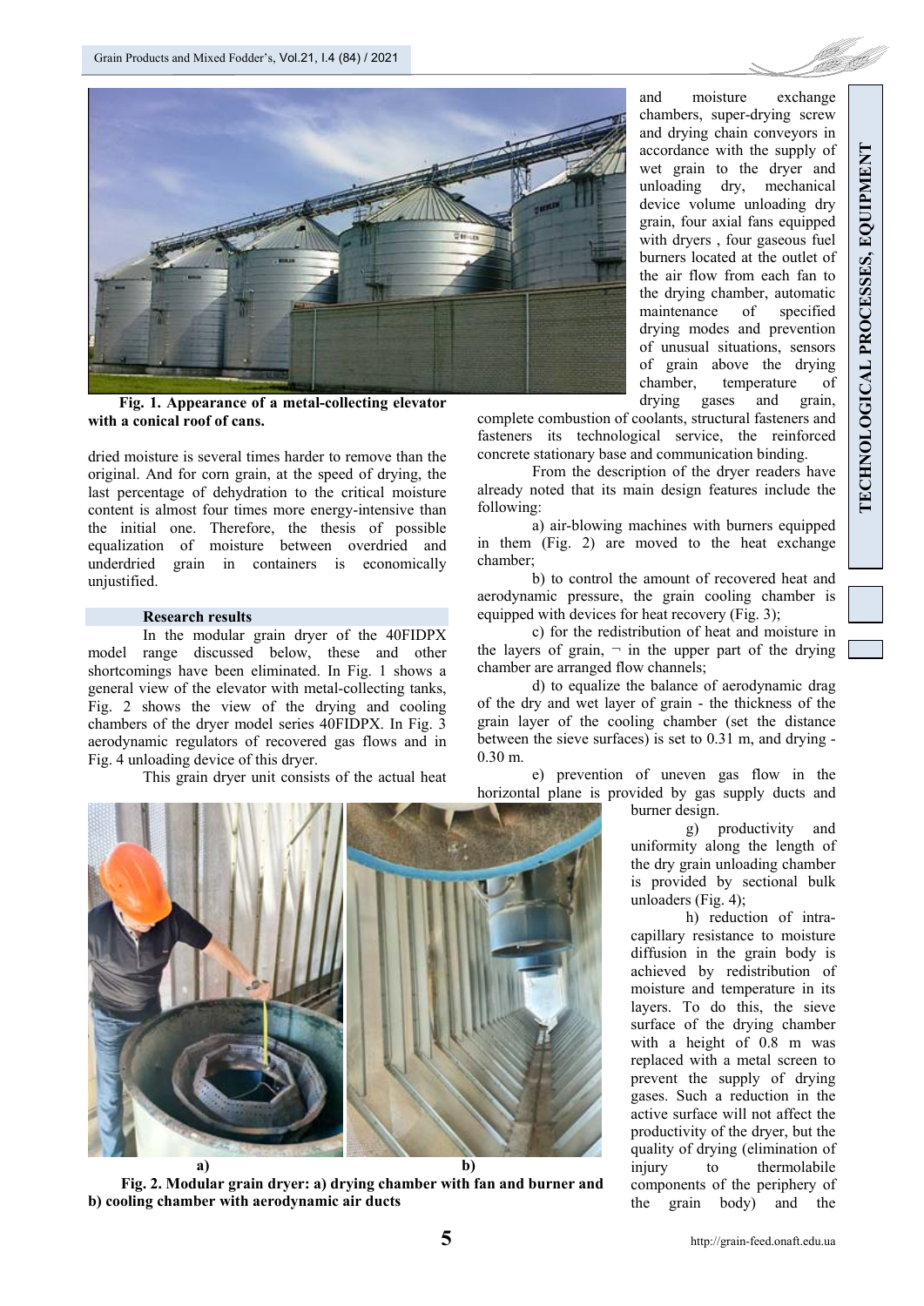**Fig. 1. Appearance of a metal-collecting elevator with a conical roof of cans.**

dried moisture is several times harder to remove than the original. And for corn grain, at the speed of drying, the last percentage of dehydration to the critical moisture content is almost four times more energy-intensive than the initial one. Therefore, the thesis of possible equalization of moisture between overdried and underdried grain in containers is economically unjustified.

### Research results

In the modular grain dryer of the 40FIDPX model range discussed below, these and other shortcomings have been eliminated. In Fig. 1 shows a general view of the elevator with metal-collecting tanks, Fig. 2 shows the view of the drying and cooling chambers of the dryer model series 40FIDPX. In Fig. 3 aerodynamic regulators of recovered gas flows and in Fig. 4 unloading device of this dryer.

This grain dryer unit consists of the actual heat and moisture exchange chambers, super-drying screw and drying chain conveyors in accordance with the supply of wet grain to the dryer and unloading dry, mechanical device volume unloading dry grain, four axial fans equipped with dryers , four gaseous fuel burners located at the outlet of the air flow from each fan to the drying chamber, automatic maintenance of specified drying modes and prevention of unusual situations, sensors of grain above the drying chamber, temperature of drying gases and grain, complete combustion of coolants, structural fasteners and fasteners its technological service, the reinforced concrete stationary base and communication binding.

From the description of the dryer readers have already noted that its main design features include the following:

a) air-blowing machines with burners equipped in them (Fig. 2) are moved to the heat exchange chamber;

b) to control the amount of recovered heat and aerodynamic pressure, the grain cooling chamber is equipped with devices for heat recovery (Fig. 3);

c) for the redistribution of heat and moisture in the layers of grain, ¬ in the upper part of the drying chamber are arranged flow channels;

d) to equalize the balance of aerodynamic drag of the dry and wet layer of grain - the thickness of the grain layer of the cooling chamber (set the distance between the sieve surfaces) is set to 0.31 m, and drying - 0.30 m.

e) prevention of uneven gas flow in the horizontal plane is provided by gas supply ducts and burner design.

g) productivity and uniformity along the length of the dry grain unloading chamber is provided by sectional bulk unloaders (Fig. 4);

h) reduction of intra-capillary resistance to moisture diffusion in the grain body is achieved by redistribution of moisture and temperature in its layers. To do this, the sieve surface of the drying chamber with a height of 0.8 m was replaced with a metal screen to prevent the supply of drying gases. Such a reduction in the active surface will not affect the productivity of the dryer, but the quality of drying (elimination of injury to thermolabile components of the periphery of the grain body) and the

a) b)

**Fig. 2. Modular grain dryer: a) drying chamber with fan and burner and b) cooling chamber with aerodynamic air ducts**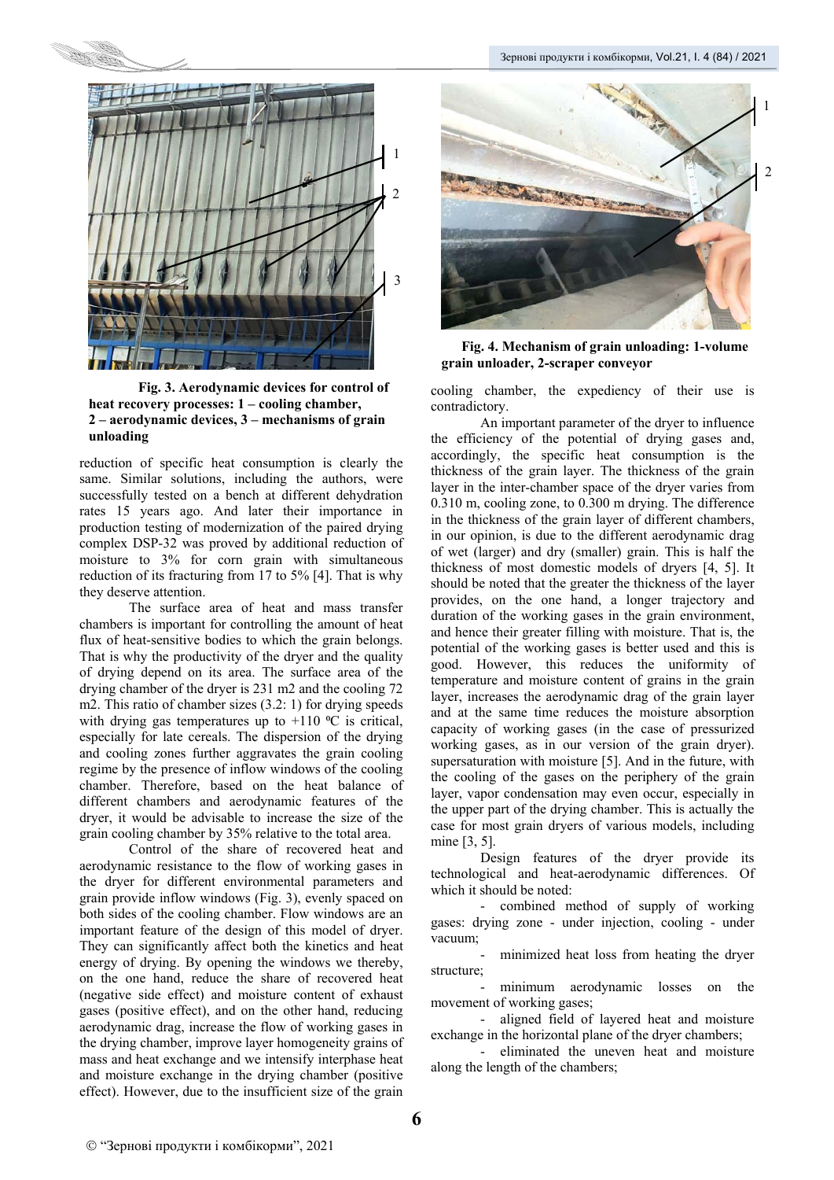**Fig. 3. Aerodynamic devices for control of heat recovery processes: 1 – cooling chamber, 2 – aerodynamic devices, 3 – mechanisms of grain unloading**

reduction of specific heat consumption is clearly the same. Similar solutions, including the authors, were successfully tested on a bench at different dehydration rates 15 years ago. And later their importance in production testing of modernization of the paired drying complex DSP-32 was proved by additional reduction of moisture to 3% for corn grain with simultaneous reduction of its fracturing from 17 to 5% [4]. That is why they deserve attention.

The surface area of heat and mass transfer chambers is important for controlling the amount of heat flux of heat-sensitive bodies to which the grain belongs. That is why the productivity of the dryer and the quality of drying depend on its area. The surface area of the drying chamber of the dryer is 231 m2 and the cooling 72 m2. This ratio of chamber sizes (3.2: 1) for drying speeds with drying gas temperatures up to +110 ºC is critical, especially for late cereals. The dispersion of the drying and cooling zones further aggravates the grain cooling regime by the presence of inflow windows of the cooling chamber. Therefore, based on the heat balance of different chambers and aerodynamic features of the dryer, it would be advisable to increase the size of the grain cooling chamber by 35% relative to the total area.

Control of the share of recovered heat and aerodynamic resistance to the flow of working gases in the dryer for different environmental parameters and grain provide inflow windows (Fig. 3), evenly spaced on both sides of the cooling chamber. Flow windows are an important feature of the design of this model of dryer. They can significantly affect both the kinetics and heat energy of drying. By opening the windows we thereby, on the one hand, reduce the share of recovered heat (negative side effect) and moisture content of exhaust gases (positive effect), and on the other hand, reducing aerodynamic drag, increase the flow of working gases in the drying chamber, improve layer homogeneity grains of mass and heat exchange and we intensify interphase heat and moisture exchange in the drying chamber (positive effect). However, due to the insufficient size of the grain

**Fig. 4. Mechanism of grain unloading: 1-volume grain unloader, 2-scraper conveyor**

cooling chamber, the expediency of their use is contradictory.

An important parameter of the dryer to influence the efficiency of the potential of drying gases and, accordingly, the specific heat consumption is the thickness of the grain layer. The thickness of the grain layer in the inter-chamber space of the dryer varies from 0.310 m, cooling zone, to 0.300 m drying. The difference in the thickness of the grain layer of different chambers, in our opinion, is due to the different aerodynamic drag of wet (larger) and dry (smaller) grain. This is half the thickness of most domestic models of dryers [4, 5]. It should be noted that the greater the thickness of the layer provides, on the one hand, a longer trajectory and duration of the working gases in the grain environment, and hence their greater filling with moisture. That is, the potential of the working gases is better used and this is good. However, this reduces the uniformity of temperature and moisture content of grains in the grain layer, increases the aerodynamic drag of the grain layer and at the same time reduces the moisture absorption capacity of working gases (in the case of pressurized working gases, as in our version of the grain dryer). supersaturation with moisture [5]. And in the future, with the cooling of the gases on the periphery of the grain layer, vapor condensation may even occur, especially in the upper part of the drying chamber. This is actually the case for most grain dryers of various models, including mine [3, 5].

Design features of the dryer provide its technological and heat-aerodynamic differences. Of which it should be noted:

- combined method of supply of working gases: drying zone - under injection, cooling - under vacuum;
- minimized heat loss from heating the dryer structure;
- minimum aerodynamic losses on the movement of working gases;
- aligned field of layered heat and moisture exchange in the horizontal plane of the dryer chambers;
- eliminated the uneven heat and moisture along the length of the chambers;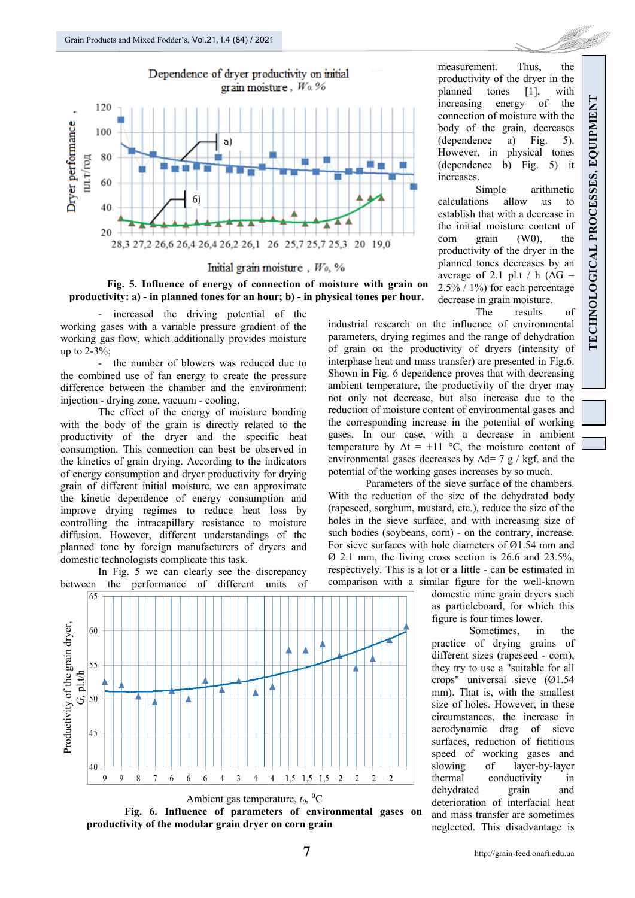Fig. 5. Influence of energy of connection of moisture with grain on productivity: a) - in planned tones for an hour; b) - in physical tones per hour.

measurement. Thus, the productivity of the dryer in the planned tones [1], with increasing energy of the connection of moisture with the body of the grain, decreases (dependence a) Fig. 5). However, in physical tones (dependence b) Fig. 5) it increases.

Simple arithmetic calculations allow us to establish that with a decrease in the initial moisture content of corn grain (W0), the productivity of the dryer in the planned tones decreases by an average of 2.1 pl.t / h (ΔG = 2.5% / 1%) for each percentage decrease in grain moisture.

- increased the driving potential of the working gases with a variable pressure gradient of the working gas flow, which additionally provides moisture up to 2-3%;
- the number of blowers was reduced due to the combined use of fan energy to create the pressure difference between the chamber and the environment: injection - drying zone, vacuum - cooling.

The effect of the energy of moisture bonding with the body of the grain is directly related to the productivity of the dryer and the specific heat consumption. This connection can best be observed in the kinetics of grain drying. According to the indicators of energy consumption and dryer productivity for drying grain of different initial moisture, we can approximate the kinetic dependence of energy consumption and improve drying regimes to reduce heat loss by controlling the intracapillary resistance to moisture diffusion. However, different understandings of the planned tone by foreign manufacturers of dryers and domestic technologists complicate this task.

In Fig. 5 we can clearly see the discrepancy between the performance of different units of

Fig. 6. Influence of parameters of environmental gases on productivity of the modular grain dryer on corn grain

The results of industrial research on the influence of environmental parameters, drying regimes and the range of dehydration of grain on the productivity of dryers (intensity of interphase heat and mass transfer) are presented in Fig.6. Shown in Fig. 6 dependence proves that with decreasing ambient temperature, the productivity of the dryer may not only not decrease, but also increase due to the reduction of moisture content of environmental gases and the corresponding increase in the potential of working gases. In our case, with a decrease in ambient temperature by Δt = +11 °C, the moisture content of environmental gases decreases by Δd= 7 g / kgf. and the potential of the working gases increases by so much.

Parameters of the sieve surface of the chambers. With the reduction of the size of the dehydrated body (rapeseed, sorghum, mustard, etc.), reduce the size of the holes in the sieve surface, and with increasing size of such bodies (soybeans, corn) - on the contrary, increase. For sieve surfaces with hole diameters of Ø1.54 mm and Ø 2.1 mm, the living cross section is 26.6 and 23.5%, respectively. This is a lot or a little - can be estimated in comparison with a similar figure for the well-known domestic mine grain dryers such as particleboard, for which this figure is four times lower.

Sometimes, in the practice of drying grains of different sizes (rapeseed - corn), they try to use a "suitable for all crops" universal sieve (Ø1.54 mm). That is, with the smallest size of holes. However, in these circumstances, the increase in aerodynamic drag of sieve surfaces, reduction of fictitious speed of working gases and slowing of layer-by-layer thermal conductivity in dehydrated grain and deterioration of interfacial heat and mass transfer are sometimes neglected. This disadvantage is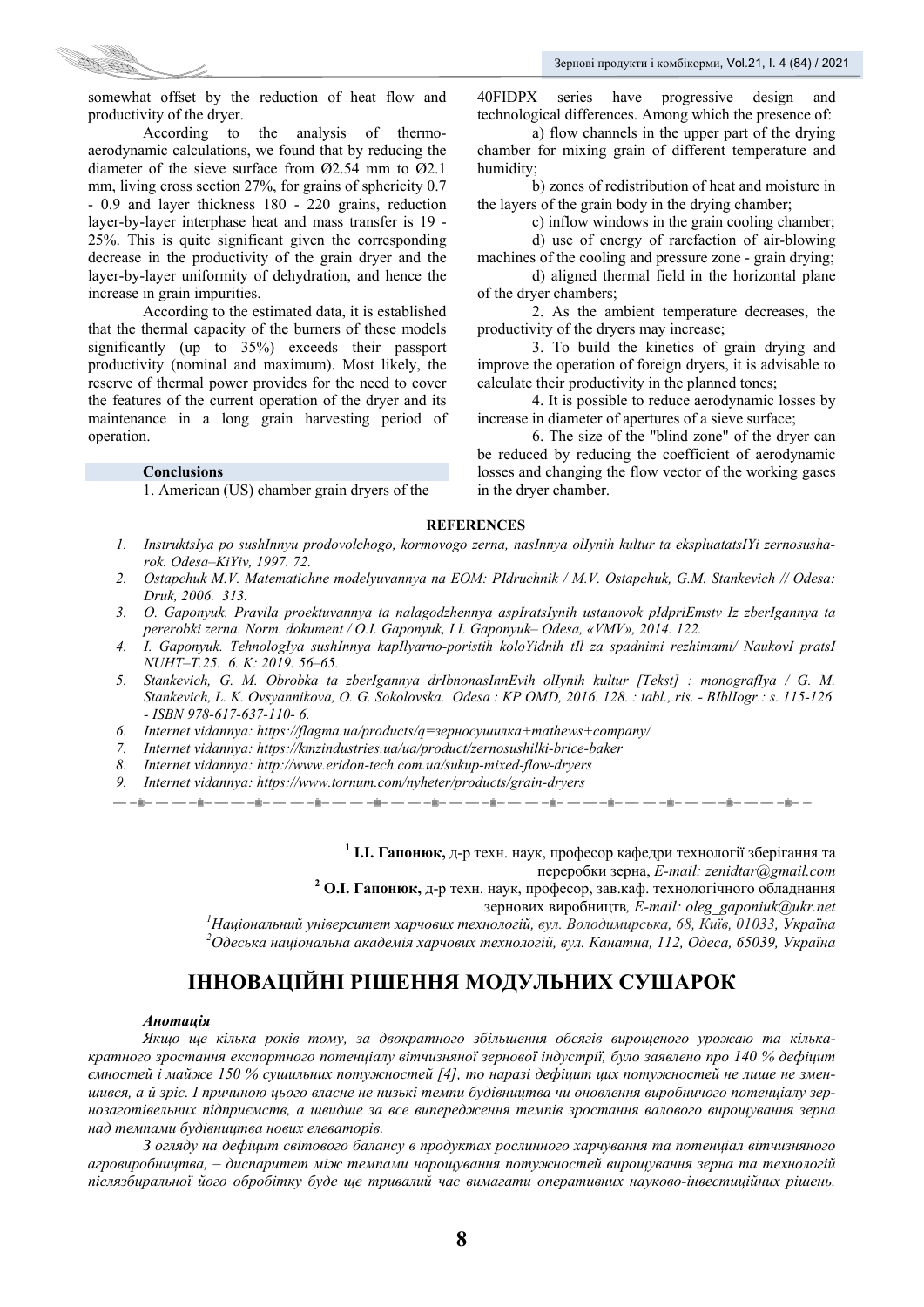somewhat offset by the reduction of heat flow and productivity of the dryer.

According to the analysis of thermo-aerodynamic calculations, we found that by reducing the diameter of the sieve surface from Ø2.54 mm to Ø2.1 mm, living cross section 27%, for grains of sphericity 0.7 - 0.9 and layer thickness 180 - 220 grains, reduction layer-by-layer interphase heat and mass transfer is 19 - 25%. This is quite significant given the corresponding decrease in the productivity of the grain dryer and the layer-by-layer uniformity of dehydration, and hence the increase in grain impurities.

According to the estimated data, it is established that the thermal capacity of the burners of these models significantly (up to 35%) exceeds their passport productivity (nominal and maximum). Most likely, the reserve of thermal power provides for the need to cover the features of the current operation of the dryer and its maintenance in a long grain harvesting period of operation.

### Conclusions

1. American (US) chamber grain dryers of the 40FIDPX series have progressive design and technological differences. Among which the presence of:

a) flow channels in the upper part of the drying chamber for mixing grain of different temperature and humidity;

b) zones of redistribution of heat and moisture in the layers of the grain body in the drying chamber;

c) inflow windows in the grain cooling chamber;

d) use of energy of rarefaction of air-blowing machines of the cooling and pressure zone - grain drying;

d) aligned thermal field in the horizontal plane of the dryer chambers;

2. As the ambient temperature decreases, the productivity of the dryers may increase;

3. To build the kinetics of grain drying and improve the operation of foreign dryers, it is advisable to calculate their productivity in the planned tones;

4. It is possible to reduce aerodynamic losses by increase in diameter of apertures of a sieve surface;

6. The size of the "blind zone" of the dryer can be reduced by reducing the coefficient of aerodynamic losses and changing the flow vector of the working gases in the dryer chamber.

### REFERENCES

1. *InstruktsIya po sushInnyu prodovolchogo, kormovogo zerna, nasInnya olIynih kultur ta ekspluatatsIYi zernosusharok. Odesa–KiYiv, 1997. 72.*
2. *Ostapchuk M.V. Matematichne modelyuvannya na EOM: PIdruchnik / M.V. Ostapchuk, G.M. Stankevich // Odesa: Druk, 2006. 313.*
3. *O. Gaponyuk. Pravila proektuvannya ta nalagodzhennya aspIratsIynih ustanovok pIdpriEmstv Iz zberIgannya ta pererobki zerna. Norm. dokument / O.I. Gaponyuk, I.I. Gaponyuk– Odesa, «VMV», 2014. 122.*
4. *I. Gaponyuk. TehnologIya sushInnya kapIlyarno-poristih koloYidnih tIl za spadnimi rezhimami/ NaukovI pratsI NUHT–T.25. 6. K: 2019. 56–65.*
5. *Stankevich, G. M. Obrobka ta zberIgannya drIbnonasInnEvih olIynih kultur [Tekst] : monografIya / G. M. Stankevich, L. K. Ovsyannikova, O. G. Sokolovska. Odesa : KP OMD, 2016. 128. : tabl., ris. - BIblIogr.: s. 115-126. - ISBN 978-617-637-110- 6.*
6. *Internet vidannya: https://flagma.ua/products/q=зерносушилка+mathews+company/*
7. *Internet vidannya: https://kmzindustries.ua/ua/product/zernosushilki-brice-baker*
8. *Internet vidannya: http://www.eridon-tech.com.ua/sukup-mixed-flow-dryers*
9. *Internet vidannya: https://www.tornum.com/nyheter/products/grain-dryers*

[1] **І.І. Гапонюк,** д-р техн. наук, професор кафедри технології зберігання та переробки зерна, *E-mail: zenidtar@gmail.com*

[2] **О.І. Гапонюк,** д-р техн. наук, професор, зав.каф. технологічного обладнання зернових виробництв, *E-mail: oleg_gaponiuk@ukr.net*

[1]*Національний університет харчових технологій, вул. Володимирська, 68, Київ, 01033, Україна*

[2]*Одеська національна академія харчових технологій, вул. Канатна, 112, Одеса, 65039, Україна*

# ІННОВАЦІЙНІ РІШЕННЯ МОДУЛЬНИХ СУШАРОК

***Анотація***

*Якщо ще кілька років тому, за двократного збільшення обсягів вирощеного урожаю та кількакратного зростання експортного потенціалу вітчизняної зернової індустрії, було заявлено про 140 % дефіцит ємностей і майже 150 % сушильних потужностей [4], то наразі дефіцит цих потужностей не лише не зменшився, а й зріс. І причиною цього власне не низькі темпи будівництва чи оновлення виробничого потенціалу зернозаготівельних підприємств, а швидше за все випередження темпів зростання валового вирощування зерна над темпами будівництва нових елеваторів.*

*З огляду на дефіцит світового балансу в продуктах рослинного харчування та потенціал вітчизняного агровиробництва, – диспаритет між темпами нарощування потужностей вирощування зерна та технологій післязбиральної його обробітку буде ще тривалий час вимагати оперативних науково-інвестиційних рішень.*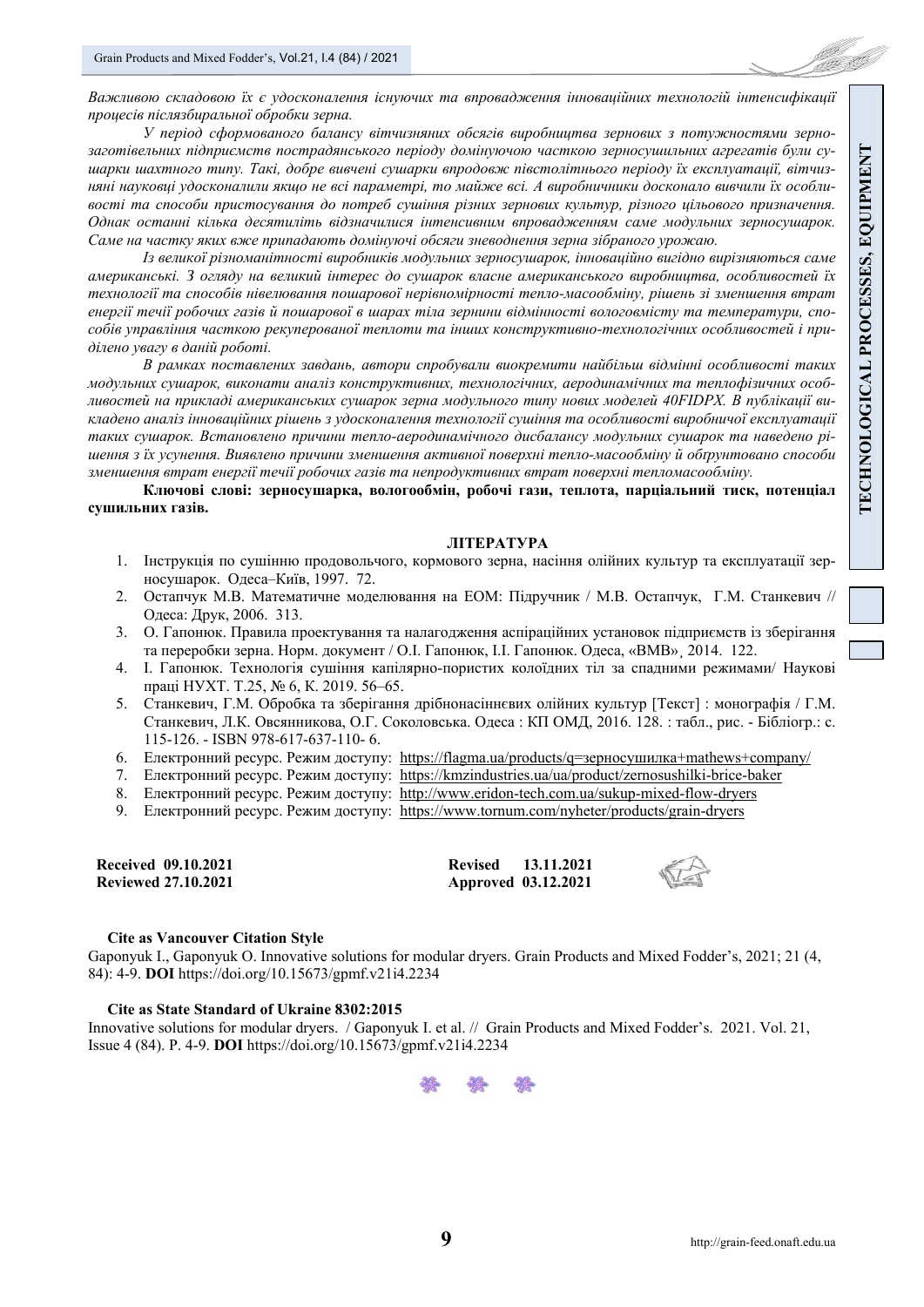*Важливою складовою їх є удосконалення існуючих та впровадження інноваційних технологій інтенсифікації процесів післязбиральної обробки зерна.*

*У період сформованого балансу вітчизняних обсягів виробництва зернових з потужностями зернозаготівельних підприємств пострадянського періоду домінуючою часткою зерносушильних агрегатів були сушарки шахтного типу. Такі, добре вивчені сушарки впродовж півстолітнього періоду їх експлуатації, вітчизняні науковці удосконалили якщо не всі параметрі, то майже всі. А виробничники досконало вивчили їх особливості та способи пристосування до потреб сушіння різних зернових культур, різного цільового призначення. Однак останні кілька десятиліть відзначилися інтенсивним впровадженням саме модульних зерносушарок. Саме на частку яких вже припадають домінуючі обсяги зневоднення зерна зібраного урожаю.*

*Із великої різноманітності виробників модульних зерносушарок, інноваційно вигідно вирізняються саме американські. З огляду на великий інтерес до сушарок власне американського виробництва, особливостей їх технології та способів нівелювання пошарової нерівномірності тепло-масообміну, рішень зі зменшення втрат енергії течії робочих газів й пошарової в шарах тіла зернини відмінності вологовмісту та температури, способів управління часткою рекуперованої теплоти та інших конструктивно-технологічних особливостей і приділено увагу в даній роботі.*

*В рамках поставлених завдань, автори спробували виокремити найбільш відмінні особливості таких модульних сушарок, виконати аналіз конструктивних, технологічних, аеродинамічних та теплофізичних особливостей на прикладі американських сушарок зерна модульного типу нових моделей 40FIDPX. В публікації викладено аналіз інноваційних рішень з удосконалення технології сушіння та особливості виробничої експлуатації таких сушарок. Встановлено причини тепло-аеродинамічного дисбалансу модульних сушарок та наведено рішення з їх усунення. Виявлено причини зменшення активної поверхні тепло-масообміну й обґрунтовано способи зменшення втрат енергії течії робочих газів та непродуктивних втрат поверхні тепломасообміну.*

**Ключові слові: зерносушарка, вологообмін, робочі гази, теплота, парціальний тиск, потенціал сушильних газів.**

## ЛІТЕРАТУРА

1. Інструкція по сушінню продовольчого, кормового зерна, насіння олійних культур та експлуатації зерносушарок. Одеса–Київ, 1997. 72.
2. Остапчук М.В. Математичне моделювання на ЕОМ: Підручник / М.В. Остапчук, Г.М. Станкевич // Одеса: Друк, 2006. 313.
3. О. Гапонюк. Правила проектування та налагодження аспіраційних установок підприємств із зберігання та переробки зерна. Норм. документ / О.І. Гапонюк, І.І. Гапонюк. Одеса, «ВМВ», 2014. 122.
4. І. Гапонюк. Технологія сушіння капілярно-пористих колоїдних тіл за спадними режимами/ Наукові праці НУХТ. Т.25, № 6, К. 2019. 56–65.
5. Станкевич, Г.М. Обробка та зберігання дрібнонасіннєвих олійних культур [Текст] : монографія / Г.М. Станкевич, Л.К. Овсянникова, О.Г. Соколовська. Одеса : КП ОМД, 2016. 128. : табл., рис. - Бібліогр.: с. 115-126. - ISBN 978-617-637-110- 6.
6. Електронний ресурс. Режим доступу: https://flagma.ua/products/q=зерносушилка+mathews+company/
7. Електронний ресурс. Режим доступу: https://kmzindustries.ua/ua/product/zernosushilki-brice-baker
8. Електронний ресурс. Режим доступу: http://www.eridon-tech.com.ua/sukup-mixed-flow-dryers
9. Електронний ресурс. Режим доступу: https://www.tornum.com/nyheter/products/grain-dryers

**Received 09.10.2021**
**Reviewed 27.10.2021**
**Revised 13.11.2021**
**Approved 03.12.2021**

**Cite as Vancouver Citation Style**

Gaponyuk I., Gaponyuk O. Innovative solutions for modular dryers. Grain Products and Mixed Fodder's, 2021; 21 (4, 84): 4-9. **DOI** https://doi.org/10.15673/gpmf.v21i4.2234

**Cite as State Standard of Ukraine 8302:2015**

Innovative solutions for modular dryers. / Gaponyuk I. et al. // Grain Products and Mixed Fodder's. 2021. Vol. 21, Issue 4 (84). P. 4-9. **DOI** https://doi.org/10.15673/gpmf.v21i4.2234